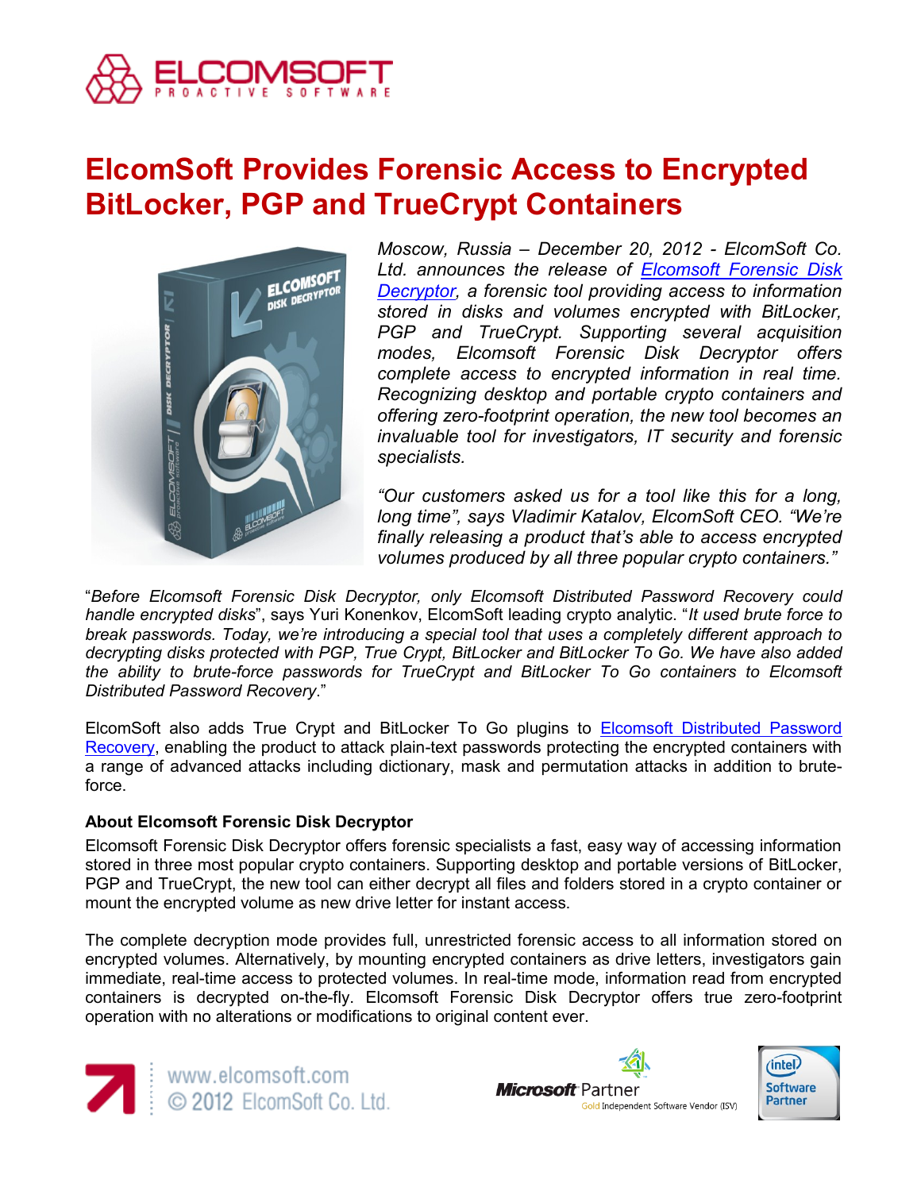# ElcomSoft Provides Forensic Access to Encrypted BitLocker, PGP and TrueCrypt Containers

*Moscow, Russia – December 20, 2012 - ElcomSoft Co. Ltd. announces the release of [Elcomsoft Forensic Disk Decryptor](), a forensic tool providing access to information stored in disks and volumes encrypted with BitLocker, PGP and TrueCrypt. Supporting several acquisition modes, Elcomsoft Forensic Disk Decryptor offers complete access to encrypted information in real time. Recognizing desktop and portable crypto containers and offering zero-footprint operation, the new tool becomes an invaluable tool for investigators, IT security and forensic specialists.*

*"Our customers asked us for a tool like this for a long, long time", says Vladimir Katalov, ElcomSoft CEO. "We're finally releasing a product that's able to access encrypted volumes produced by all three popular crypto containers."*

"*Before Elcomsoft Forensic Disk Decryptor, only Elcomsoft Distributed Password Recovery could handle encrypted disks*", says Yuri Konenkov, ElcomSoft leading crypto analytic. "*It used brute force to break passwords. Today, we're introducing a special tool that uses a completely different approach to decrypting disks protected with PGP, True Crypt, BitLocker and BitLocker To Go. We have also added the ability to brute-force passwords for TrueCrypt and BitLocker To Go containers to Elcomsoft Distributed Password Recovery*."

ElcomSoft also adds True Crypt and BitLocker To Go plugins to [Elcomsoft Distributed Password Recovery](), enabling the product to attack plain-text passwords protecting the encrypted containers with a range of advanced attacks including dictionary, mask and permutation attacks in addition to brute-force.

**About Elcomsoft Forensic Disk Decryptor**

Elcomsoft Forensic Disk Decryptor offers forensic specialists a fast, easy way of accessing information stored in three most popular crypto containers. Supporting desktop and portable versions of BitLocker, PGP and TrueCrypt, the new tool can either decrypt all files and folders stored in a crypto container or mount the encrypted volume as new drive letter for instant access.

The complete decryption mode provides full, unrestricted forensic access to all information stored on encrypted volumes. Alternatively, by mounting encrypted containers as drive letters, investigators gain immediate, real-time access to protected volumes. In real-time mode, information read from encrypted containers is decrypted on-the-fly. Elcomsoft Forensic Disk Decryptor offers true zero-footprint operation with no alterations or modifications to original content ever.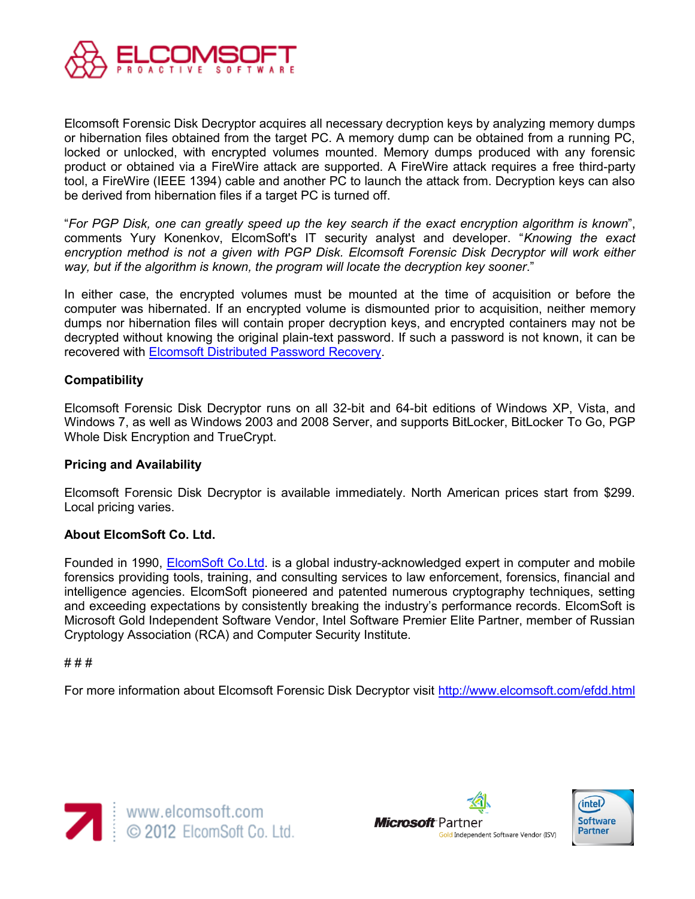Elcomsoft Forensic Disk Decryptor acquires all necessary decryption keys by analyzing memory dumps or hibernation files obtained from the target PC. A memory dump can be obtained from a running PC, locked or unlocked, with encrypted volumes mounted. Memory dumps produced with any forensic product or obtained via a FireWire attack are supported. A FireWire attack requires a free third-party tool, a FireWire (IEEE 1394) cable and another PC to launch the attack from. Decryption keys can also be derived from hibernation files if a target PC is turned off.

"*For PGP Disk, one can greatly speed up the key search if the exact encryption algorithm is known*", comments Yury Konenkov, ElcomSoft's IT security analyst and developer. "*Knowing the exact encryption method is not a given with PGP Disk. Elcomsoft Forensic Disk Decryptor will work either way, but if the algorithm is known, the program will locate the decryption key sooner*."

In either case, the encrypted volumes must be mounted at the time of acquisition or before the computer was hibernated. If an encrypted volume is dismounted prior to acquisition, neither memory dumps nor hibernation files will contain proper decryption keys, and encrypted containers may not be decrypted without knowing the original plain-text password. If such a password is not known, it can be recovered with Elcomsoft Distributed Password Recovery.

**Compatibility**

Elcomsoft Forensic Disk Decryptor runs on all 32-bit and 64-bit editions of Windows XP, Vista, and Windows 7, as well as Windows 2003 and 2008 Server, and supports BitLocker, BitLocker To Go, PGP Whole Disk Encryption and TrueCrypt.

**Pricing and Availability**

Elcomsoft Forensic Disk Decryptor is available immediately. North American prices start from $299. Local pricing varies.

**About ElcomSoft Co. Ltd.**

Founded in 1990, ElcomSoft Co.Ltd. is a global industry-acknowledged expert in computer and mobile forensics providing tools, training, and consulting services to law enforcement, forensics, financial and intelligence agencies. ElcomSoft pioneered and patented numerous cryptography techniques, setting and exceeding expectations by consistently breaking the industry's performance records. ElcomSoft is Microsoft Gold Independent Software Vendor, Intel Software Premier Elite Partner, member of Russian Cryptology Association (RCA) and Computer Security Institute.

# # #

For more information about Elcomsoft Forensic Disk Decryptor visit http://www.elcomsoft.com/efdd.html

www.elcomsoft.com
© 2012 ElcomSoft Co. Ltd.

Microsoft Partner
Gold Independent Software Vendor (ISV)

intel Software Partner